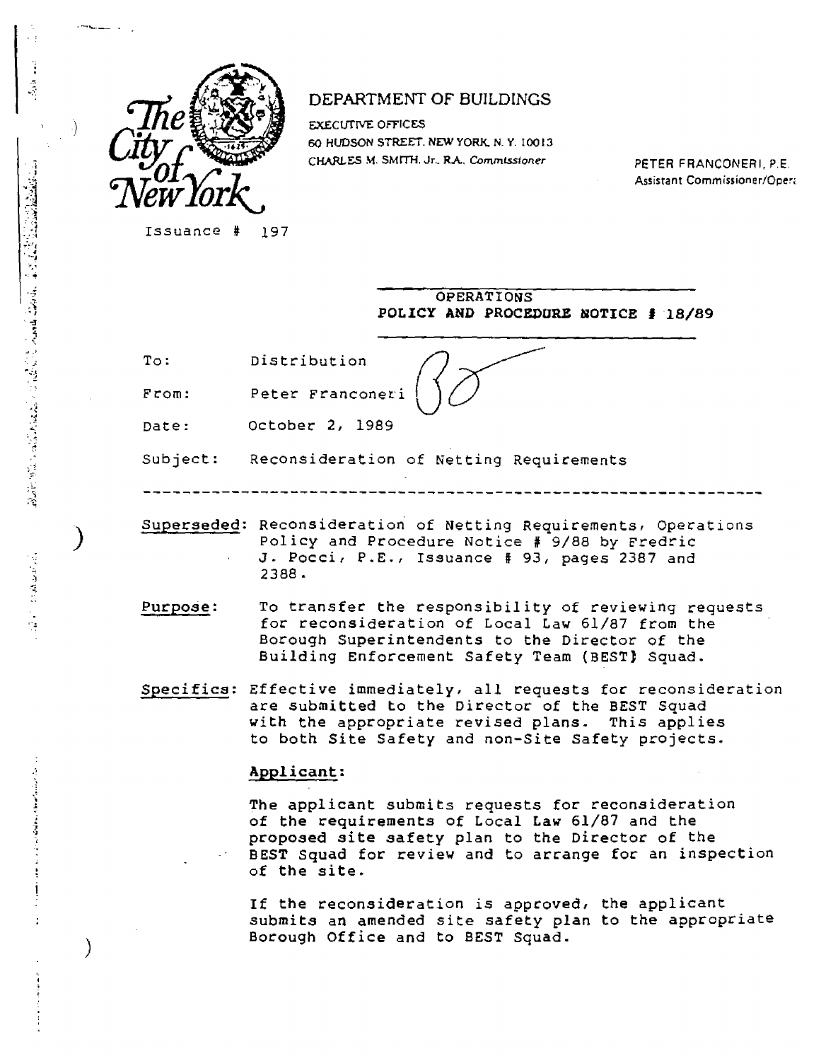The City of New York

DEPARTMENT OF BUILDINGS

EXECUTIVE OFFICES
60 HUDSON STREET. NEW YORK, N. Y. 10013
CHARLES M. SMITH, Jr., R.A., Commissioner

PETER FRANCONERI, P.E.
Assistant Commissioner/Oper

Issuance # 197

**OPERATIONS**
**POLICY AND PROCEDURE NOTICE # 18/89**

To: Distribution

From: Peter Franconeri

Date: October 2, 1989

Subject: Reconsideration of Netting Requirements

---

__Superseded__: Reconsideration of Netting Requirements, Operations Policy and Procedure Notice # 9/88 by Fredric J. Pocci, P.E., Issuance # 93, pages 2387 and 2388.

__Purpose__: To transfer the responsibility of reviewing requests for reconsideration of Local Law 61/87 from the Borough Superintendents to the Director of the Building Enforcement Safety Team (BEST) Squad.

__Specifics__: Effective immediately, all requests for reconsideration are submitted to the Director of the BEST Squad with the appropriate revised plans. This applies to both Site Safety and non-Site Safety projects.

**__Applicant__:**

The applicant submits requests for reconsideration of the requirements of Local Law 61/87 and the proposed site safety plan to the Director of the BEST Squad for review and to arrange for an inspection of the site.

If the reconsideration is approved, the applicant submits an amended site safety plan to the appropriate Borough Office and to BEST Squad.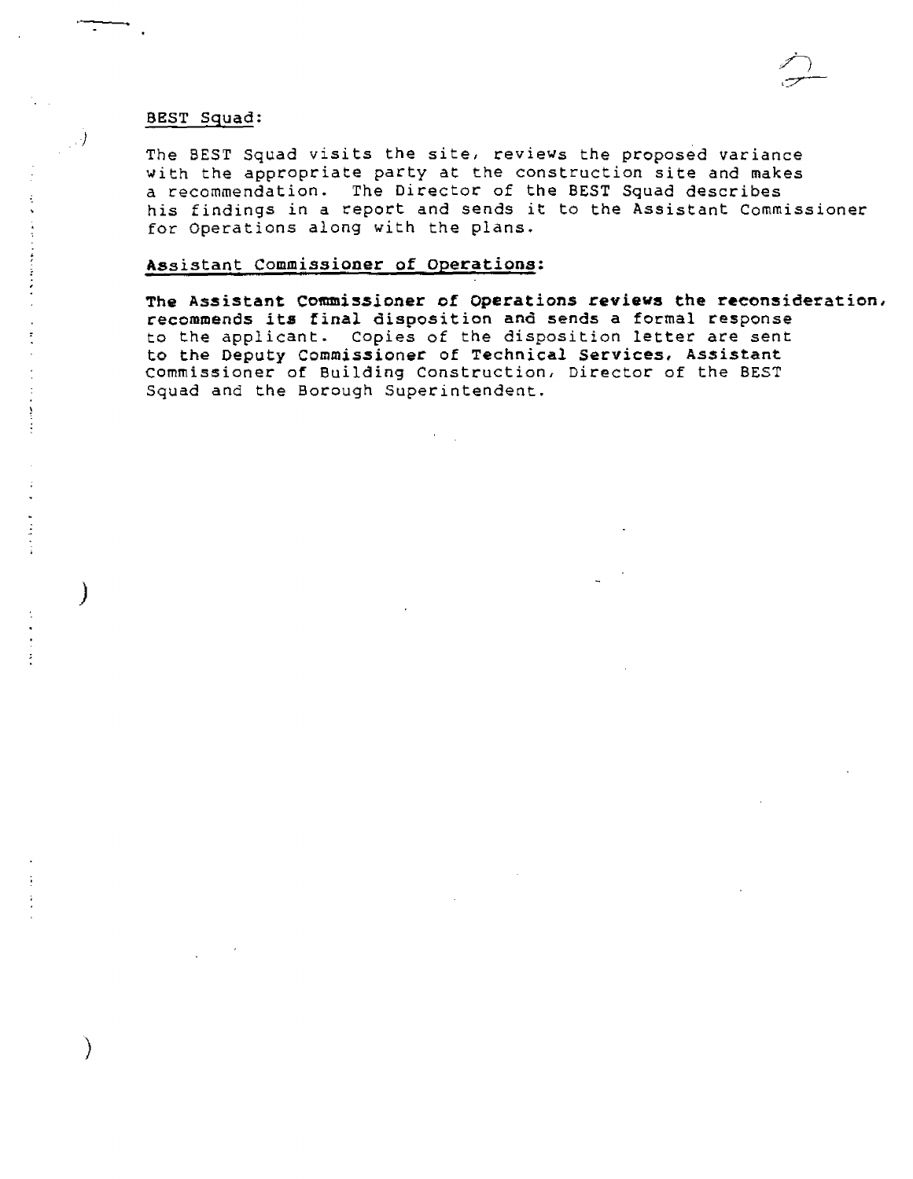BEST Squad:

The BEST Squad visits the site, reviews the proposed variance with the appropriate party at the construction site and makes a recommendation. The Director of the BEST Squad describes his findings in a report and sends it to the Assistant Commissioner for Operations along with the plans.

Assistant Commissioner of Operations:

The Assistant Commissioner of Operations reviews the reconsideration, recommends its final disposition and sends a formal response to the applicant. Copies of the disposition letter are sent to the Deputy Commissioner of Technical Services, Assistant Commissioner of Building Construction, Director of the BEST Squad and the Borough Superintendent.